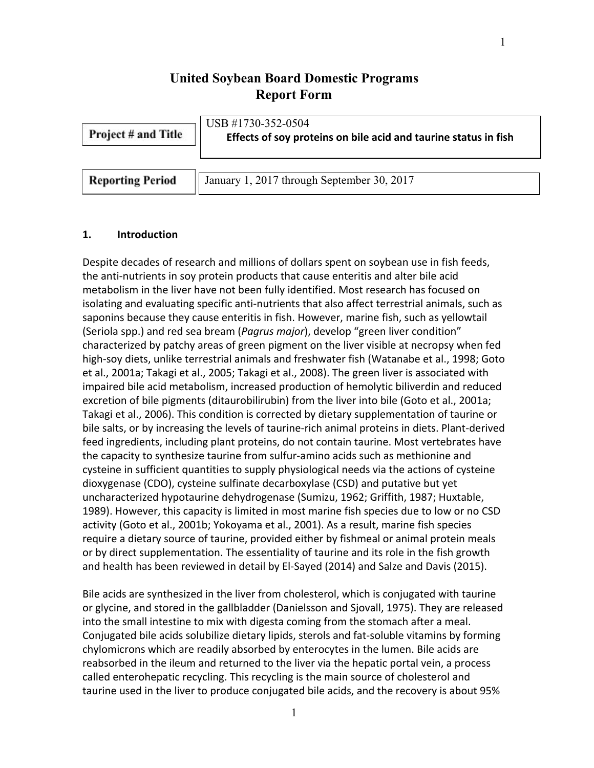# United Soybean Board Domestic Programs
# Report Form

| Project # and Title | USB #1730-352-0504 **Effects of soy proteins on bile acid and taurine status in fish** |
| --- | --- |
| **Reporting Period** | January 1, 2017 through September 30, 2017 |

## 1. Introduction

Despite decades of research and millions of dollars spent on soybean use in fish feeds, the anti-nutrients in soy protein products that cause enteritis and alter bile acid metabolism in the liver have not been fully identified. Most research has focused on isolating and evaluating specific anti-nutrients that also affect terrestrial animals, such as saponins because they cause enteritis in fish. However, marine fish, such as yellowtail (Seriola spp.) and red sea bream (*Pagrus major*), develop "green liver condition" characterized by patchy areas of green pigment on the liver visible at necropsy when fed high-soy diets, unlike terrestrial animals and freshwater fish (Watanabe et al., 1998; Goto et al., 2001a; Takagi et al., 2005; Takagi et al., 2008). The green liver is associated with impaired bile acid metabolism, increased production of hemolytic biliverdin and reduced excretion of bile pigments (ditaurobilirubin) from the liver into bile (Goto et al., 2001a; Takagi et al., 2006). This condition is corrected by dietary supplementation of taurine or bile salts, or by increasing the levels of taurine-rich animal proteins in diets. Plant-derived feed ingredients, including plant proteins, do not contain taurine. Most vertebrates have the capacity to synthesize taurine from sulfur-amino acids such as methionine and cysteine in sufficient quantities to supply physiological needs via the actions of cysteine dioxygenase (CDO), cysteine sulfinate decarboxylase (CSD) and putative but yet uncharacterized hypotaurine dehydrogenase (Sumizu, 1962; Griffith, 1987; Huxtable, 1989). However, this capacity is limited in most marine fish species due to low or no CSD activity (Goto et al., 2001b; Yokoyama et al., 2001). As a result, marine fish species require a dietary source of taurine, provided either by fishmeal or animal protein meals or by direct supplementation. The essentiality of taurine and its role in the fish growth and health has been reviewed in detail by El-Sayed (2014) and Salze and Davis (2015).

Bile acids are synthesized in the liver from cholesterol, which is conjugated with taurine or glycine, and stored in the gallbladder (Danielsson and Sjovall, 1975). They are released into the small intestine to mix with digesta coming from the stomach after a meal. Conjugated bile acids solubilize dietary lipids, sterols and fat-soluble vitamins by forming chylomicrons which are readily absorbed by enterocytes in the lumen. Bile acids are reabsorbed in the ileum and returned to the liver via the hepatic portal vein, a process called enterohepatic recycling. This recycling is the main source of cholesterol and taurine used in the liver to produce conjugated bile acids, and the recovery is about 95%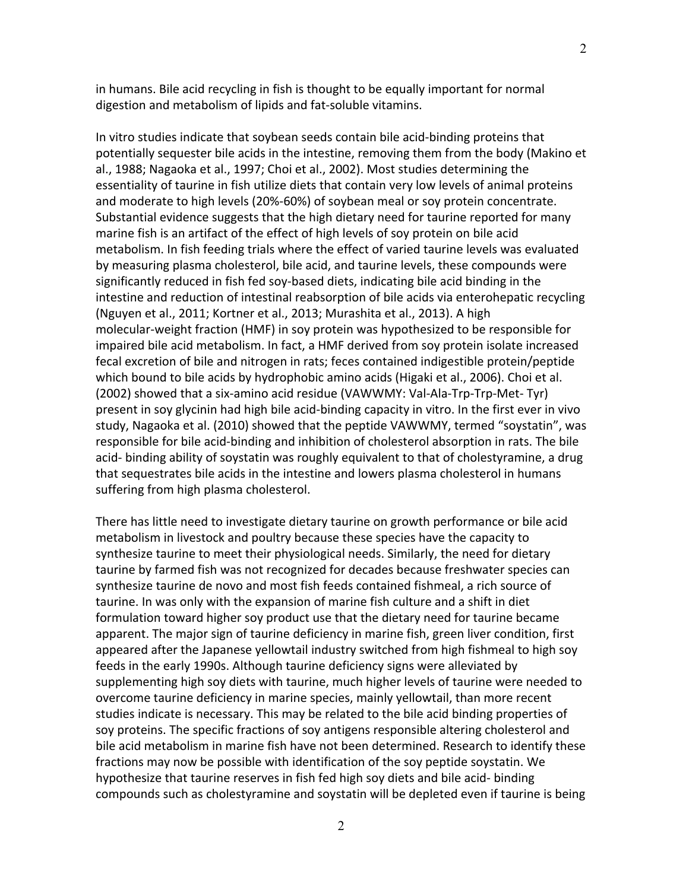in humans. Bile acid recycling in fish is thought to be equally important for normal digestion and metabolism of lipids and fat-soluble vitamins.

In vitro studies indicate that soybean seeds contain bile acid-binding proteins that potentially sequester bile acids in the intestine, removing them from the body (Makino et al., 1988; Nagaoka et al., 1997; Choi et al., 2002). Most studies determining the essentiality of taurine in fish utilize diets that contain very low levels of animal proteins and moderate to high levels (20%-60%) of soybean meal or soy protein concentrate. Substantial evidence suggests that the high dietary need for taurine reported for many marine fish is an artifact of the effect of high levels of soy protein on bile acid metabolism. In fish feeding trials where the effect of varied taurine levels was evaluated by measuring plasma cholesterol, bile acid, and taurine levels, these compounds were significantly reduced in fish fed soy-based diets, indicating bile acid binding in the intestine and reduction of intestinal reabsorption of bile acids via enterohepatic recycling (Nguyen et al., 2011; Kortner et al., 2013; Murashita et al., 2013). A high molecular-weight fraction (HMF) in soy protein was hypothesized to be responsible for impaired bile acid metabolism. In fact, a HMF derived from soy protein isolate increased fecal excretion of bile and nitrogen in rats; feces contained indigestible protein/peptide which bound to bile acids by hydrophobic amino acids (Higaki et al., 2006). Choi et al. (2002) showed that a six-amino acid residue (VAWWMY: Val-Ala-Trp-Trp-Met- Tyr) present in soy glycinin had high bile acid-binding capacity in vitro. In the first ever in vivo study, Nagaoka et al. (2010) showed that the peptide VAWWMY, termed "soystatin", was responsible for bile acid-binding and inhibition of cholesterol absorption in rats. The bile acid- binding ability of soystatin was roughly equivalent to that of cholestyramine, a drug that sequestrates bile acids in the intestine and lowers plasma cholesterol in humans suffering from high plasma cholesterol.

There has little need to investigate dietary taurine on growth performance or bile acid metabolism in livestock and poultry because these species have the capacity to synthesize taurine to meet their physiological needs. Similarly, the need for dietary taurine by farmed fish was not recognized for decades because freshwater species can synthesize taurine de novo and most fish feeds contained fishmeal, a rich source of taurine. In was only with the expansion of marine fish culture and a shift in diet formulation toward higher soy product use that the dietary need for taurine became apparent. The major sign of taurine deficiency in marine fish, green liver condition, first appeared after the Japanese yellowtail industry switched from high fishmeal to high soy feeds in the early 1990s. Although taurine deficiency signs were alleviated by supplementing high soy diets with taurine, much higher levels of taurine were needed to overcome taurine deficiency in marine species, mainly yellowtail, than more recent studies indicate is necessary. This may be related to the bile acid binding properties of soy proteins. The specific fractions of soy antigens responsible altering cholesterol and bile acid metabolism in marine fish have not been determined. Research to identify these fractions may now be possible with identification of the soy peptide soystatin. We hypothesize that taurine reserves in fish fed high soy diets and bile acid- binding compounds such as cholestyramine and soystatin will be depleted even if taurine is being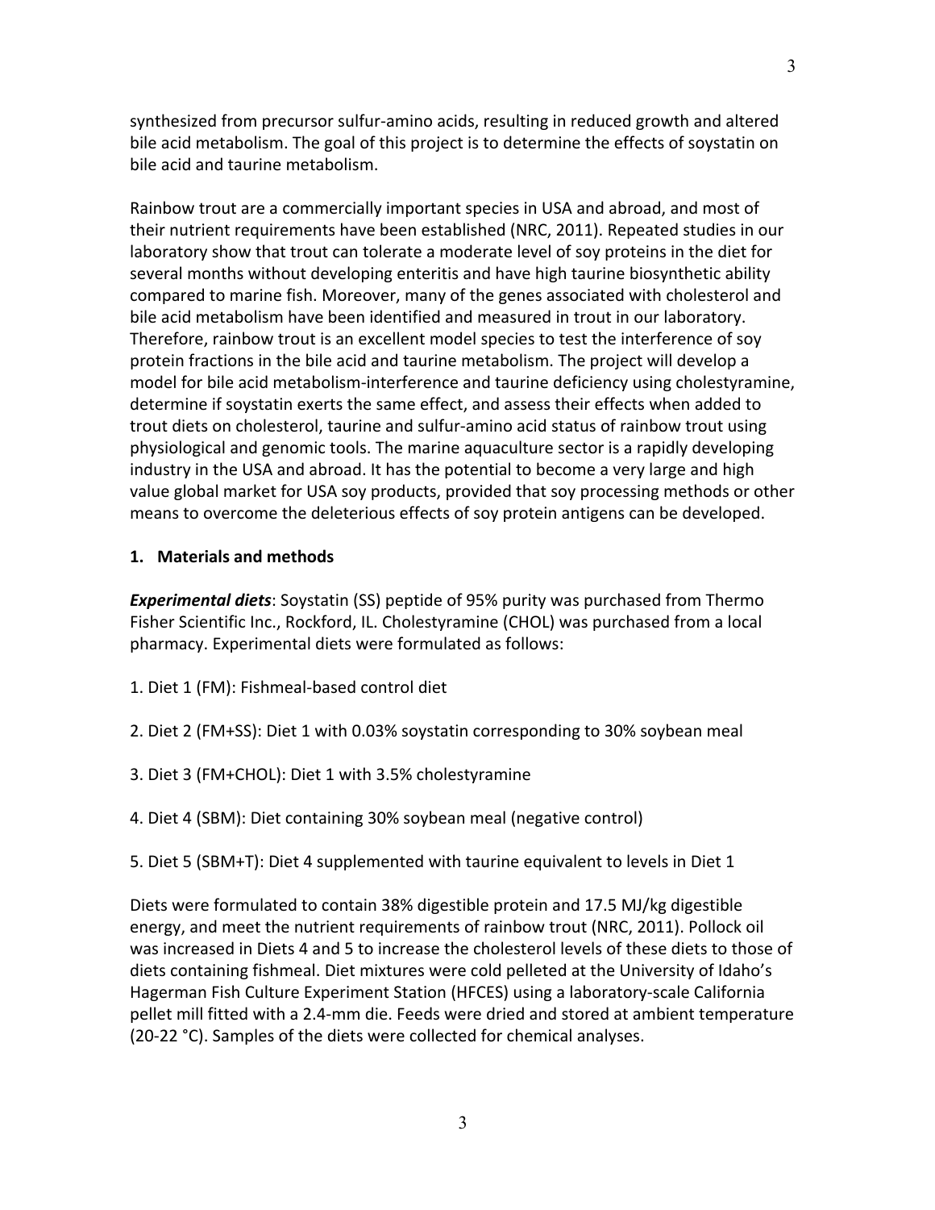synthesized from precursor sulfur-amino acids, resulting in reduced growth and altered bile acid metabolism. The goal of this project is to determine the effects of soystatin on bile acid and taurine metabolism.

Rainbow trout are a commercially important species in USA and abroad, and most of their nutrient requirements have been established (NRC, 2011). Repeated studies in our laboratory show that trout can tolerate a moderate level of soy proteins in the diet for several months without developing enteritis and have high taurine biosynthetic ability compared to marine fish. Moreover, many of the genes associated with cholesterol and bile acid metabolism have been identified and measured in trout in our laboratory. Therefore, rainbow trout is an excellent model species to test the interference of soy protein fractions in the bile acid and taurine metabolism. The project will develop a model for bile acid metabolism-interference and taurine deficiency using cholestyramine, determine if soystatin exerts the same effect, and assess their effects when added to trout diets on cholesterol, taurine and sulfur-amino acid status of rainbow trout using physiological and genomic tools. The marine aquaculture sector is a rapidly developing industry in the USA and abroad. It has the potential to become a very large and high value global market for USA soy products, provided that soy processing methods or other means to overcome the deleterious effects of soy protein antigens can be developed.

## 1. Materials and methods

***Experimental diets***: Soystatin (SS) peptide of 95% purity was purchased from Thermo Fisher Scientific Inc., Rockford, IL. Cholestyramine (CHOL) was purchased from a local pharmacy. Experimental diets were formulated as follows:

1. Diet 1 (FM): Fishmeal-based control diet

2. Diet 2 (FM+SS): Diet 1 with 0.03% soystatin corresponding to 30% soybean meal

3. Diet 3 (FM+CHOL): Diet 1 with 3.5% cholestyramine

4. Diet 4 (SBM): Diet containing 30% soybean meal (negative control)

5. Diet 5 (SBM+T): Diet 4 supplemented with taurine equivalent to levels in Diet 1

Diets were formulated to contain 38% digestible protein and 17.5 MJ/kg digestible energy, and meet the nutrient requirements of rainbow trout (NRC, 2011). Pollock oil was increased in Diets 4 and 5 to increase the cholesterol levels of these diets to those of diets containing fishmeal. Diet mixtures were cold pelleted at the University of Idaho's Hagerman Fish Culture Experiment Station (HFCES) using a laboratory-scale California pellet mill fitted with a 2.4-mm die. Feeds were dried and stored at ambient temperature (20-22 °C). Samples of the diets were collected for chemical analyses.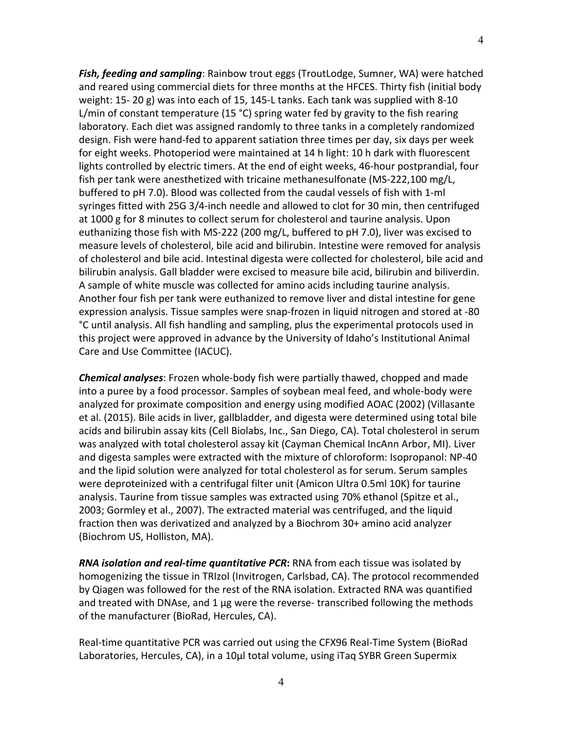***Fish, feeding and sampling***: Rainbow trout eggs (TroutLodge, Sumner, WA) were hatched and reared using commercial diets for three months at the HFCES. Thirty fish (initial body weight: 15- 20 g) was into each of 15, 145-L tanks. Each tank was supplied with 8-10 L/min of constant temperature (15 °C) spring water fed by gravity to the fish rearing laboratory. Each diet was assigned randomly to three tanks in a completely randomized design. Fish were hand-fed to apparent satiation three times per day, six days per week for eight weeks. Photoperiod were maintained at 14 h light: 10 h dark with fluorescent lights controlled by electric timers. At the end of eight weeks, 46-hour postprandial, four fish per tank were anesthetized with tricaine methanesulfonate (MS-222,100 mg/L, buffered to pH 7.0). Blood was collected from the caudal vessels of fish with 1-ml syringes fitted with 25G 3/4-inch needle and allowed to clot for 30 min, then centrifuged at 1000 g for 8 minutes to collect serum for cholesterol and taurine analysis. Upon euthanizing those fish with MS-222 (200 mg/L, buffered to pH 7.0), liver was excised to measure levels of cholesterol, bile acid and bilirubin. Intestine were removed for analysis of cholesterol and bile acid. Intestinal digesta were collected for cholesterol, bile acid and bilirubin analysis. Gall bladder were excised to measure bile acid, bilirubin and biliverdin. A sample of white muscle was collected for amino acids including taurine analysis. Another four fish per tank were euthanized to remove liver and distal intestine for gene expression analysis. Tissue samples were snap-frozen in liquid nitrogen and stored at -80 °C until analysis. All fish handling and sampling, plus the experimental protocols used in this project were approved in advance by the University of Idaho's Institutional Animal Care and Use Committee (IACUC).

***Chemical analyses***: Frozen whole-body fish were partially thawed, chopped and made into a puree by a food processor. Samples of soybean meal feed, and whole-body were analyzed for proximate composition and energy using modified AOAC (2002) (Villasante et al. (2015). Bile acids in liver, gallbladder, and digesta were determined using total bile acids and bilirubin assay kits (Cell Biolabs, Inc., San Diego, CA). Total cholesterol in serum was analyzed with total cholesterol assay kit (Cayman Chemical IncAnn Arbor, MI). Liver and digesta samples were extracted with the mixture of chloroform: Isopropanol: NP-40 and the lipid solution were analyzed for total cholesterol as for serum. Serum samples were deproteinized with a centrifugal filter unit (Amicon Ultra 0.5ml 10K) for taurine analysis. Taurine from tissue samples was extracted using 70% ethanol (Spitze et al., 2003; Gormley et al., 2007). The extracted material was centrifuged, and the liquid fraction then was derivatized and analyzed by a Biochrom 30+ amino acid analyzer (Biochrom US, Holliston, MA).

***RNA isolation and real-time quantitative PCR*:** RNA from each tissue was isolated by homogenizing the tissue in TRIzol (Invitrogen, Carlsbad, CA). The protocol recommended by Qiagen was followed for the rest of the RNA isolation. Extracted RNA was quantified and treated with DNAse, and 1 µg were the reverse- transcribed following the methods of the manufacturer (BioRad, Hercules, CA).

Real-time quantitative PCR was carried out using the CFX96 Real-Time System (BioRad Laboratories, Hercules, CA), in a 10µl total volume, using iTaq SYBR Green Supermix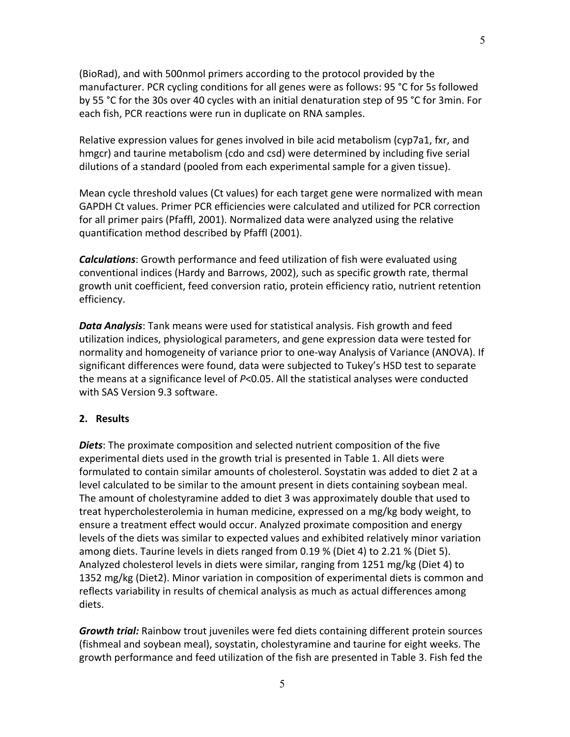(BioRad), and with 500nmol primers according to the protocol provided by the manufacturer. PCR cycling conditions for all genes were as follows: 95 °C for 5s followed by 55 °C for the 30s over 40 cycles with an initial denaturation step of 95 °C for 3min. For each fish, PCR reactions were run in duplicate on RNA samples.

Relative expression values for genes involved in bile acid metabolism (cyp7a1, fxr, and hmgcr) and taurine metabolism (cdo and csd) were determined by including five serial dilutions of a standard (pooled from each experimental sample for a given tissue).

Mean cycle threshold values (Ct values) for each target gene were normalized with mean GAPDH Ct values. Primer PCR efficiencies were calculated and utilized for PCR correction for all primer pairs (Pfaffl, 2001). Normalized data were analyzed using the relative quantification method described by Pfaffl (2001).

***Calculations***: Growth performance and feed utilization of fish were evaluated using conventional indices (Hardy and Barrows, 2002), such as specific growth rate, thermal growth unit coefficient, feed conversion ratio, protein efficiency ratio, nutrient retention efficiency.

***Data Analysis***: Tank means were used for statistical analysis. Fish growth and feed utilization indices, physiological parameters, and gene expression data were tested for normality and homogeneity of variance prior to one-way Analysis of Variance (ANOVA). If significant differences were found, data were subjected to Tukey's HSD test to separate the means at a significance level of $P<0.05$. All the statistical analyses were conducted with SAS Version 9.3 software.

## 2. Results

***Diets***: The proximate composition and selected nutrient composition of the five experimental diets used in the growth trial is presented in Table 1. All diets were formulated to contain similar amounts of cholesterol. Soystatin was added to diet 2 at a level calculated to be similar to the amount present in diets containing soybean meal. The amount of cholestyramine added to diet 3 was approximately double that used to treat hypercholesterolemia in human medicine, expressed on a mg/kg body weight, to ensure a treatment effect would occur. Analyzed proximate composition and energy levels of the diets was similar to expected values and exhibited relatively minor variation among diets. Taurine levels in diets ranged from 0.19 % (Diet 4) to 2.21 % (Diet 5). Analyzed cholesterol levels in diets were similar, ranging from 1251 mg/kg (Diet 4) to 1352 mg/kg (Diet2). Minor variation in composition of experimental diets is common and reflects variability in results of chemical analysis as much as actual differences among diets.

***Growth trial:*** Rainbow trout juveniles were fed diets containing different protein sources (fishmeal and soybean meal), soystatin, cholestyramine and taurine for eight weeks. The growth performance and feed utilization of the fish are presented in Table 3. Fish fed the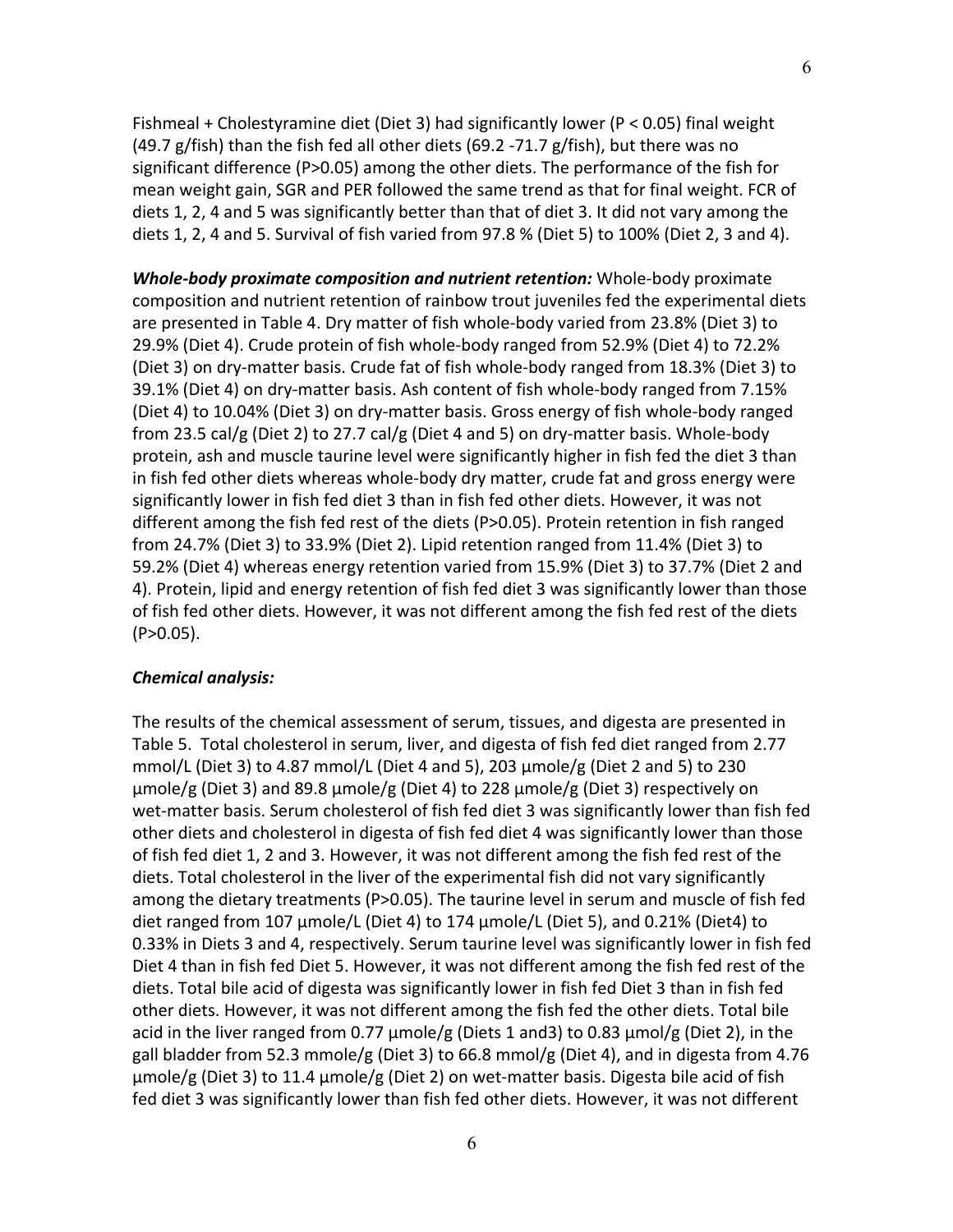Fishmeal + Cholestyramine diet (Diet 3) had significantly lower ($P < 0.05$) final weight (49.7 g/fish) than the fish fed all other diets (69.2 -71.7 g/fish), but there was no significant difference ($P>0.05$) among the other diets. The performance of the fish for mean weight gain, SGR and PER followed the same trend as that for final weight. FCR of diets 1, 2, 4 and 5 was significantly better than that of diet 3. It did not vary among the diets 1, 2, 4 and 5. Survival of fish varied from 97.8 % (Diet 5) to 100% (Diet 2, 3 and 4).

***Whole-body proximate composition and nutrient retention:*** Whole-body proximate composition and nutrient retention of rainbow trout juveniles fed the experimental diets are presented in Table 4. Dry matter of fish whole-body varied from 23.8% (Diet 3) to 29.9% (Diet 4). Crude protein of fish whole-body ranged from 52.9% (Diet 4) to 72.2% (Diet 3) on dry-matter basis. Crude fat of fish whole-body ranged from 18.3% (Diet 3) to 39.1% (Diet 4) on dry-matter basis. Ash content of fish whole-body ranged from 7.15% (Diet 4) to 10.04% (Diet 3) on dry-matter basis. Gross energy of fish whole-body ranged from 23.5 cal/g (Diet 2) to 27.7 cal/g (Diet 4 and 5) on dry-matter basis. Whole-body protein, ash and muscle taurine level were significantly higher in fish fed the diet 3 than in fish fed other diets whereas whole-body dry matter, crude fat and gross energy were significantly lower in fish fed diet 3 than in fish fed other diets. However, it was not different among the fish fed rest of the diets ($P>0.05$). Protein retention in fish ranged from 24.7% (Diet 3) to 33.9% (Diet 2). Lipid retention ranged from 11.4% (Diet 3) to 59.2% (Diet 4) whereas energy retention varied from 15.9% (Diet 3) to 37.7% (Diet 2 and 4). Protein, lipid and energy retention of fish fed diet 3 was significantly lower than those of fish fed other diets. However, it was not different among the fish fed rest of the diets ($P>0.05$).

***Chemical analysis:***

The results of the chemical assessment of serum, tissues, and digesta are presented in Table 5. Total cholesterol in serum, liver, and digesta of fish fed diet ranged from 2.77 mmol/L (Diet 3) to 4.87 mmol/L (Diet 4 and 5), 203 µmole/g (Diet 2 and 5) to 230 µmole/g (Diet 3) and 89.8 µmole/g (Diet 4) to 228 µmole/g (Diet 3) respectively on wet-matter basis. Serum cholesterol of fish fed diet 3 was significantly lower than fish fed other diets and cholesterol in digesta of fish fed diet 4 was significantly lower than those of fish fed diet 1, 2 and 3. However, it was not different among the fish fed rest of the diets. Total cholesterol in the liver of the experimental fish did not vary significantly among the dietary treatments ($P>0.05$). The taurine level in serum and muscle of fish fed diet ranged from 107 µmole/L (Diet 4) to 174 µmole/L (Diet 5), and 0.21% (Diet4) to 0.33% in Diets 3 and 4, respectively. Serum taurine level was significantly lower in fish fed Diet 4 than in fish fed Diet 5. However, it was not different among the fish fed rest of the diets. Total bile acid of digesta was significantly lower in fish fed Diet 3 than in fish fed other diets. However, it was not different among the fish fed the other diets. Total bile acid in the liver ranged from 0.77 µmole/g (Diets 1 and3) to 0.83 µmol/g (Diet 2), in the gall bladder from 52.3 mmole/g (Diet 3) to 66.8 mmol/g (Diet 4), and in digesta from 4.76 µmole/g (Diet 3) to 11.4 µmole/g (Diet 2) on wet-matter basis. Digesta bile acid of fish fed diet 3 was significantly lower than fish fed other diets. However, it was not different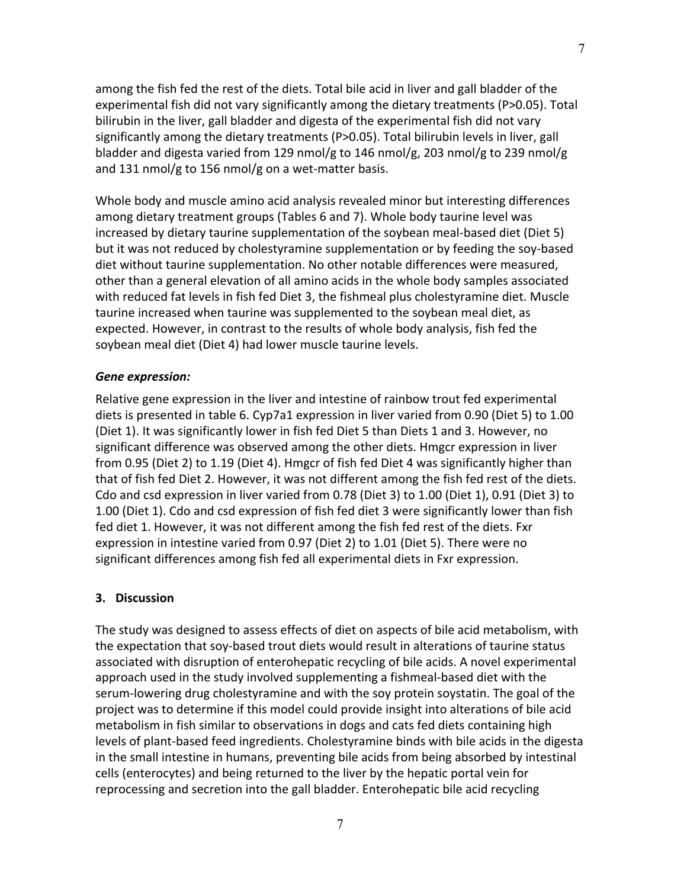among the fish fed the rest of the diets. Total bile acid in liver and gall bladder of the experimental fish did not vary significantly among the dietary treatments (P>0.05). Total bilirubin in the liver, gall bladder and digesta of the experimental fish did not vary significantly among the dietary treatments (P>0.05). Total bilirubin levels in liver, gall bladder and digesta varied from 129 nmol/g to 146 nmol/g, 203 nmol/g to 239 nmol/g and 131 nmol/g to 156 nmol/g on a wet-matter basis.

Whole body and muscle amino acid analysis revealed minor but interesting differences among dietary treatment groups (Tables 6 and 7). Whole body taurine level was increased by dietary taurine supplementation of the soybean meal-based diet (Diet 5) but it was not reduced by cholestyramine supplementation or by feeding the soy-based diet without taurine supplementation. No other notable differences were measured, other than a general elevation of all amino acids in the whole body samples associated with reduced fat levels in fish fed Diet 3, the fishmeal plus cholestyramine diet. Muscle taurine increased when taurine was supplemented to the soybean meal diet, as expected. However, in contrast to the results of whole body analysis, fish fed the soybean meal diet (Diet 4) had lower muscle taurine levels.

***Gene expression:***

Relative gene expression in the liver and intestine of rainbow trout fed experimental diets is presented in table 6. Cyp7a1 expression in liver varied from 0.90 (Diet 5) to 1.00 (Diet 1). It was significantly lower in fish fed Diet 5 than Diets 1 and 3. However, no significant difference was observed among the other diets. Hmgcr expression in liver from 0.95 (Diet 2) to 1.19 (Diet 4). Hmgcr of fish fed Diet 4 was significantly higher than that of fish fed Diet 2. However, it was not different among the fish fed rest of the diets. Cdo and csd expression in liver varied from 0.78 (Diet 3) to 1.00 (Diet 1), 0.91 (Diet 3) to 1.00 (Diet 1). Cdo and csd expression of fish fed diet 3 were significantly lower than fish fed diet 1. However, it was not different among the fish fed rest of the diets. Fxr expression in intestine varied from 0.97 (Diet 2) to 1.01 (Diet 5). There were no significant differences among fish fed all experimental diets in Fxr expression.

## 3. Discussion

The study was designed to assess effects of diet on aspects of bile acid metabolism, with the expectation that soy-based trout diets would result in alterations of taurine status associated with disruption of enterohepatic recycling of bile acids. A novel experimental approach used in the study involved supplementing a fishmeal-based diet with the serum-lowering drug cholestyramine and with the soy protein soystatin. The goal of the project was to determine if this model could provide insight into alterations of bile acid metabolism in fish similar to observations in dogs and cats fed diets containing high levels of plant-based feed ingredients. Cholestyramine binds with bile acids in the digesta in the small intestine in humans, preventing bile acids from being absorbed by intestinal cells (enterocytes) and being returned to the liver by the hepatic portal vein for reprocessing and secretion into the gall bladder. Enterohepatic bile acid recycling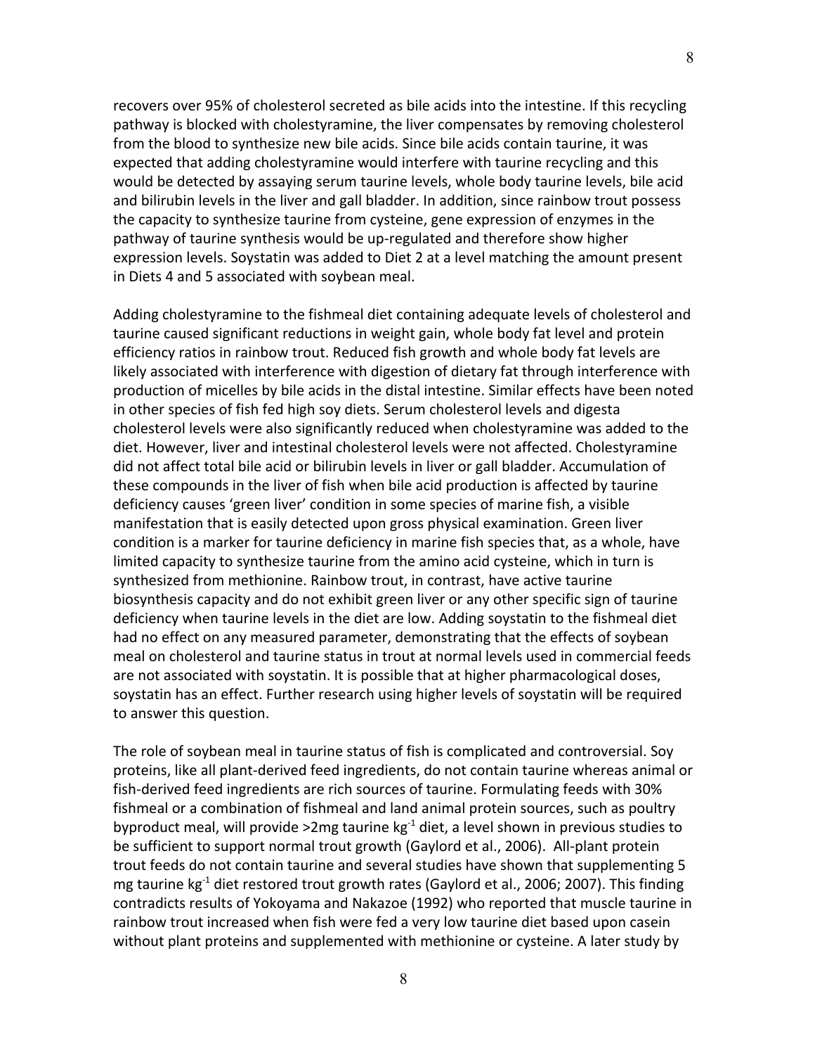recovers over 95% of cholesterol secreted as bile acids into the intestine. If this recycling pathway is blocked with cholestyramine, the liver compensates by removing cholesterol from the blood to synthesize new bile acids. Since bile acids contain taurine, it was expected that adding cholestyramine would interfere with taurine recycling and this would be detected by assaying serum taurine levels, whole body taurine levels, bile acid and bilirubin levels in the liver and gall bladder. In addition, since rainbow trout possess the capacity to synthesize taurine from cysteine, gene expression of enzymes in the pathway of taurine synthesis would be up-regulated and therefore show higher expression levels. Soystatin was added to Diet 2 at a level matching the amount present in Diets 4 and 5 associated with soybean meal.

Adding cholestyramine to the fishmeal diet containing adequate levels of cholesterol and taurine caused significant reductions in weight gain, whole body fat level and protein efficiency ratios in rainbow trout. Reduced fish growth and whole body fat levels are likely associated with interference with digestion of dietary fat through interference with production of micelles by bile acids in the distal intestine. Similar effects have been noted in other species of fish fed high soy diets. Serum cholesterol levels and digesta cholesterol levels were also significantly reduced when cholestyramine was added to the diet. However, liver and intestinal cholesterol levels were not affected. Cholestyramine did not affect total bile acid or bilirubin levels in liver or gall bladder. Accumulation of these compounds in the liver of fish when bile acid production is affected by taurine deficiency causes 'green liver' condition in some species of marine fish, a visible manifestation that is easily detected upon gross physical examination. Green liver condition is a marker for taurine deficiency in marine fish species that, as a whole, have limited capacity to synthesize taurine from the amino acid cysteine, which in turn is synthesized from methionine. Rainbow trout, in contrast, have active taurine biosynthesis capacity and do not exhibit green liver or any other specific sign of taurine deficiency when taurine levels in the diet are low. Adding soystatin to the fishmeal diet had no effect on any measured parameter, demonstrating that the effects of soybean meal on cholesterol and taurine status in trout at normal levels used in commercial feeds are not associated with soystatin. It is possible that at higher pharmacological doses, soystatin has an effect. Further research using higher levels of soystatin will be required to answer this question.

The role of soybean meal in taurine status of fish is complicated and controversial. Soy proteins, like all plant-derived feed ingredients, do not contain taurine whereas animal or fish-derived feed ingredients are rich sources of taurine. Formulating feeds with 30% fishmeal or a combination of fishmeal and land animal protein sources, such as poultry byproduct meal, will provide >2mg taurine $kg^{-1}$ diet, a level shown in previous studies to be sufficient to support normal trout growth (Gaylord et al., 2006). All-plant protein trout feeds do not contain taurine and several studies have shown that supplementing 5 mg taurine $kg^{-1}$ diet restored trout growth rates (Gaylord et al., 2006; 2007). This finding contradicts results of Yokoyama and Nakazoe (1992) who reported that muscle taurine in rainbow trout increased when fish were fed a very low taurine diet based upon casein without plant proteins and supplemented with methionine or cysteine. A later study by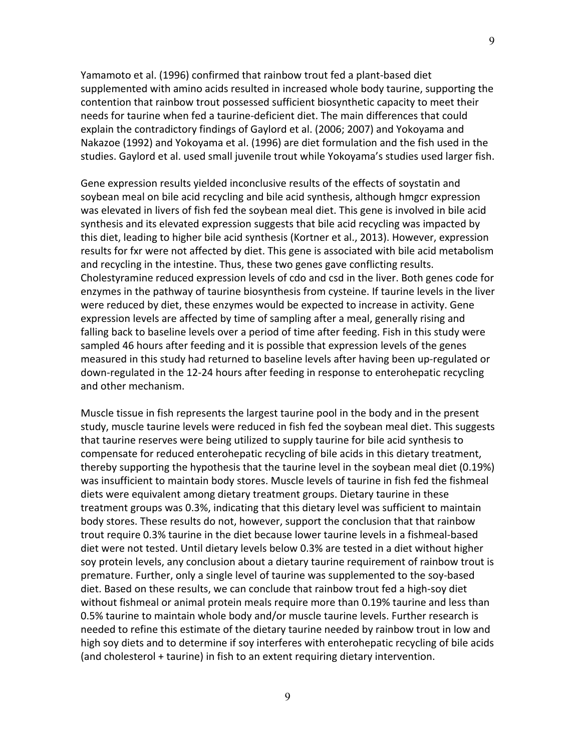Yamamoto et al. (1996) confirmed that rainbow trout fed a plant-based diet supplemented with amino acids resulted in increased whole body taurine, supporting the contention that rainbow trout possessed sufficient biosynthetic capacity to meet their needs for taurine when fed a taurine-deficient diet. The main differences that could explain the contradictory findings of Gaylord et al. (2006; 2007) and Yokoyama and Nakazoe (1992) and Yokoyama et al. (1996) are diet formulation and the fish used in the studies. Gaylord et al. used small juvenile trout while Yokoyama's studies used larger fish.

Gene expression results yielded inconclusive results of the effects of soystatin and soybean meal on bile acid recycling and bile acid synthesis, although hmgcr expression was elevated in livers of fish fed the soybean meal diet. This gene is involved in bile acid synthesis and its elevated expression suggests that bile acid recycling was impacted by this diet, leading to higher bile acid synthesis (Kortner et al., 2013). However, expression results for fxr were not affected by diet. This gene is associated with bile acid metabolism and recycling in the intestine. Thus, these two genes gave conflicting results. Cholestyramine reduced expression levels of cdo and csd in the liver. Both genes code for enzymes in the pathway of taurine biosynthesis from cysteine. If taurine levels in the liver were reduced by diet, these enzymes would be expected to increase in activity. Gene expression levels are affected by time of sampling after a meal, generally rising and falling back to baseline levels over a period of time after feeding. Fish in this study were sampled 46 hours after feeding and it is possible that expression levels of the genes measured in this study had returned to baseline levels after having been up-regulated or down-regulated in the 12-24 hours after feeding in response to enterohepatic recycling and other mechanism.

Muscle tissue in fish represents the largest taurine pool in the body and in the present study, muscle taurine levels were reduced in fish fed the soybean meal diet. This suggests that taurine reserves were being utilized to supply taurine for bile acid synthesis to compensate for reduced enterohepatic recycling of bile acids in this dietary treatment, thereby supporting the hypothesis that the taurine level in the soybean meal diet (0.19%) was insufficient to maintain body stores. Muscle levels of taurine in fish fed the fishmeal diets were equivalent among dietary treatment groups. Dietary taurine in these treatment groups was 0.3%, indicating that this dietary level was sufficient to maintain body stores. These results do not, however, support the conclusion that that rainbow trout require 0.3% taurine in the diet because lower taurine levels in a fishmeal-based diet were not tested. Until dietary levels below 0.3% are tested in a diet without higher soy protein levels, any conclusion about a dietary taurine requirement of rainbow trout is premature. Further, only a single level of taurine was supplemented to the soy-based diet. Based on these results, we can conclude that rainbow trout fed a high-soy diet without fishmeal or animal protein meals require more than 0.19% taurine and less than 0.5% taurine to maintain whole body and/or muscle taurine levels. Further research is needed to refine this estimate of the dietary taurine needed by rainbow trout in low and high soy diets and to determine if soy interferes with enterohepatic recycling of bile acids (and cholesterol + taurine) in fish to an extent requiring dietary intervention.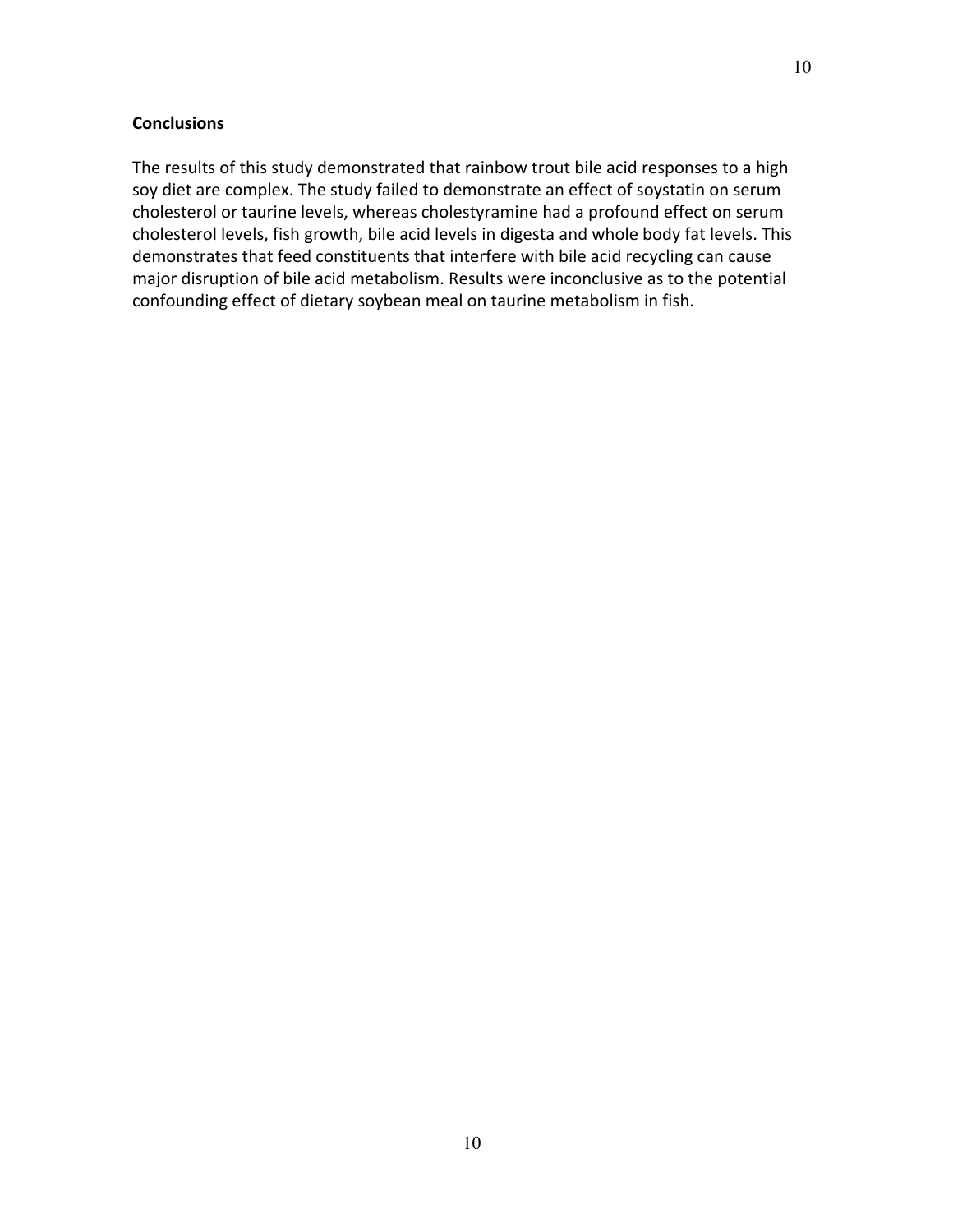## Conclusions

The results of this study demonstrated that rainbow trout bile acid responses to a high soy diet are complex. The study failed to demonstrate an effect of soystatin on serum cholesterol or taurine levels, whereas cholestyramine had a profound effect on serum cholesterol levels, fish growth, bile acid levels in digesta and whole body fat levels. This demonstrates that feed constituents that interfere with bile acid recycling can cause major disruption of bile acid metabolism. Results were inconclusive as to the potential confounding effect of dietary soybean meal on taurine metabolism in fish.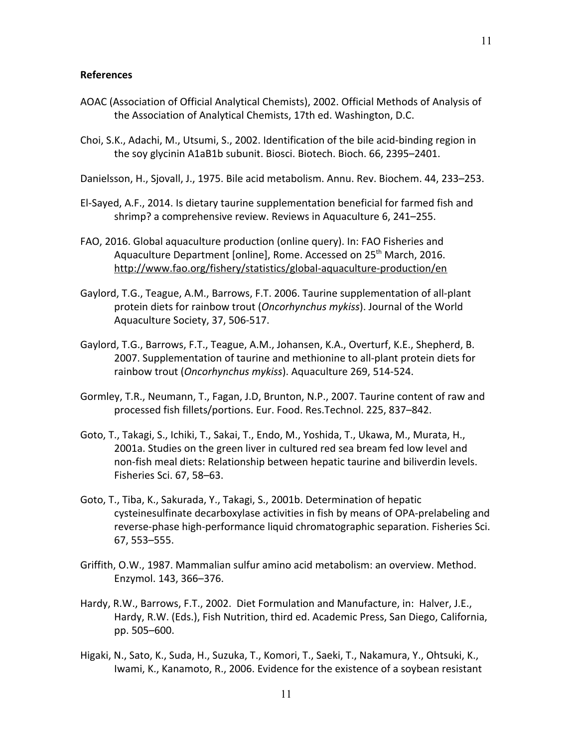**References**

AOAC (Association of Official Analytical Chemists), 2002. Official Methods of Analysis of the Association of Analytical Chemists, 17th ed. Washington, D.C.

Choi, S.K., Adachi, M., Utsumi, S., 2002. Identification of the bile acid-binding region in the soy glycinin A1aB1b subunit. Biosci. Biotech. Bioch. 66, 2395–2401.

Danielsson, H., Sjovall, J., 1975. Bile acid metabolism. Annu. Rev. Biochem. 44, 233–253.

El-Sayed, A.F., 2014. Is dietary taurine supplementation beneficial for farmed fish and shrimp? a comprehensive review. Reviews in Aquaculture 6, 241–255.

FAO, 2016. Global aquaculture production (online query). In: FAO Fisheries and Aquaculture Department [online], Rome. Accessed on 25th March, 2016. http://www.fao.org/fishery/statistics/global-aquaculture-production/en

Gaylord, T.G., Teague, A.M., Barrows, F.T. 2006. Taurine supplementation of all-plant protein diets for rainbow trout (*Oncorhynchus mykiss*). Journal of the World Aquaculture Society, 37, 506-517.

Gaylord, T.G., Barrows, F.T., Teague, A.M., Johansen, K.A., Overturf, K.E., Shepherd, B. 2007. Supplementation of taurine and methionine to all-plant protein diets for rainbow trout (*Oncorhynchus mykiss*). Aquaculture 269, 514-524.

Gormley, T.R., Neumann, T., Fagan, J.D, Brunton, N.P., 2007. Taurine content of raw and processed fish fillets/portions. Eur. Food. Res.Technol. 225, 837–842.

Goto, T., Takagi, S., Ichiki, T., Sakai, T., Endo, M., Yoshida, T., Ukawa, M., Murata, H., 2001a. Studies on the green liver in cultured red sea bream fed low level and non-fish meal diets: Relationship between hepatic taurine and biliverdin levels. Fisheries Sci. 67, 58–63.

Goto, T., Tiba, K., Sakurada, Y., Takagi, S., 2001b. Determination of hepatic cysteinesulfinate decarboxylase activities in fish by means of OPA-prelabeling and reverse-phase high-performance liquid chromatographic separation. Fisheries Sci. 67, 553–555.

Griffith, O.W., 1987. Mammalian sulfur amino acid metabolism: an overview. Method. Enzymol. 143, 366–376.

Hardy, R.W., Barrows, F.T., 2002. Diet Formulation and Manufacture, in: Halver, J.E., Hardy, R.W. (Eds.), Fish Nutrition, third ed. Academic Press, San Diego, California, pp. 505–600.

Higaki, N., Sato, K., Suda, H., Suzuka, T., Komori, T., Saeki, T., Nakamura, Y., Ohtsuki, K., Iwami, K., Kanamoto, R., 2006. Evidence for the existence of a soybean resistant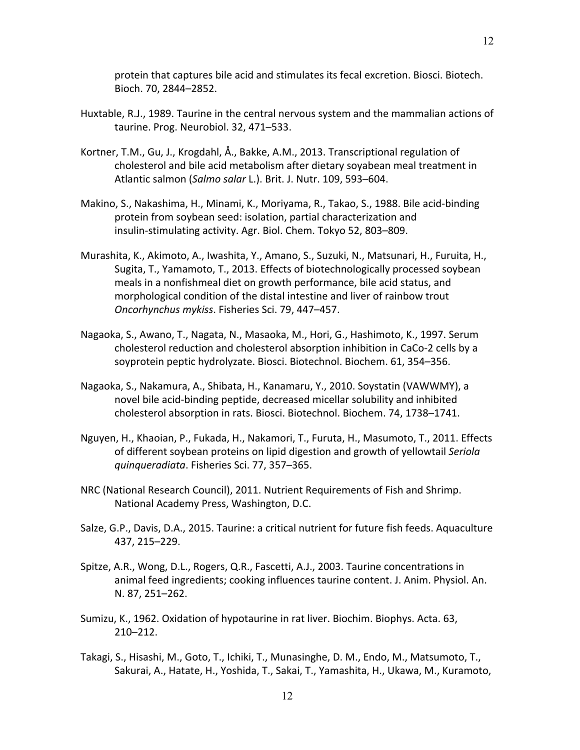protein that captures bile acid and stimulates its fecal excretion. Biosci. Biotech. Bioch. 70, 2844–2852.

Huxtable, R.J., 1989. Taurine in the central nervous system and the mammalian actions of taurine. Prog. Neurobiol. 32, 471–533.

Kortner, T.M., Gu, J., Krogdahl, Å., Bakke, A.M., 2013. Transcriptional regulation of cholesterol and bile acid metabolism after dietary soyabean meal treatment in Atlantic salmon (*Salmo salar* L.). Brit. J. Nutr. 109, 593–604.

Makino, S., Nakashima, H., Minami, K., Moriyama, R., Takao, S., 1988. Bile acid-binding protein from soybean seed: isolation, partial characterization and insulin-stimulating activity. Agr. Biol. Chem. Tokyo 52, 803–809.

Murashita, K., Akimoto, A., Iwashita, Y., Amano, S., Suzuki, N., Matsunari, H., Furuita, H., Sugita, T., Yamamoto, T., 2013. Effects of biotechnologically processed soybean meals in a nonfishmeal diet on growth performance, bile acid status, and morphological condition of the distal intestine and liver of rainbow trout *Oncorhynchus mykiss*. Fisheries Sci. 79, 447–457.

Nagaoka, S., Awano, T., Nagata, N., Masaoka, M., Hori, G., Hashimoto, K., 1997. Serum cholesterol reduction and cholesterol absorption inhibition in CaCo-2 cells by a soyprotein peptic hydrolyzate. Biosci. Biotechnol. Biochem. 61, 354–356.

Nagaoka, S., Nakamura, A., Shibata, H., Kanamaru, Y., 2010. Soystatin (VAWWMY), a novel bile acid-binding peptide, decreased micellar solubility and inhibited cholesterol absorption in rats. Biosci. Biotechnol. Biochem. 74, 1738–1741.

Nguyen, H., Khaoian, P., Fukada, H., Nakamori, T., Furuta, H., Masumoto, T., 2011. Effects of different soybean proteins on lipid digestion and growth of yellowtail *Seriola quinqueradiata*. Fisheries Sci. 77, 357–365.

NRC (National Research Council), 2011. Nutrient Requirements of Fish and Shrimp. National Academy Press, Washington, D.C.

Salze, G.P., Davis, D.A., 2015. Taurine: a critical nutrient for future fish feeds. Aquaculture 437, 215–229.

Spitze, A.R., Wong, D.L., Rogers, Q.R., Fascetti, A.J., 2003. Taurine concentrations in animal feed ingredients; cooking influences taurine content. J. Anim. Physiol. An. N. 87, 251–262.

Sumizu, K., 1962. Oxidation of hypotaurine in rat liver. Biochim. Biophys. Acta. 63, 210–212.

Takagi, S., Hisashi, M., Goto, T., Ichiki, T., Munasinghe, D. M., Endo, M., Matsumoto, T., Sakurai, A., Hatate, H., Yoshida, T., Sakai, T., Yamashita, H., Ukawa, M., Kuramoto,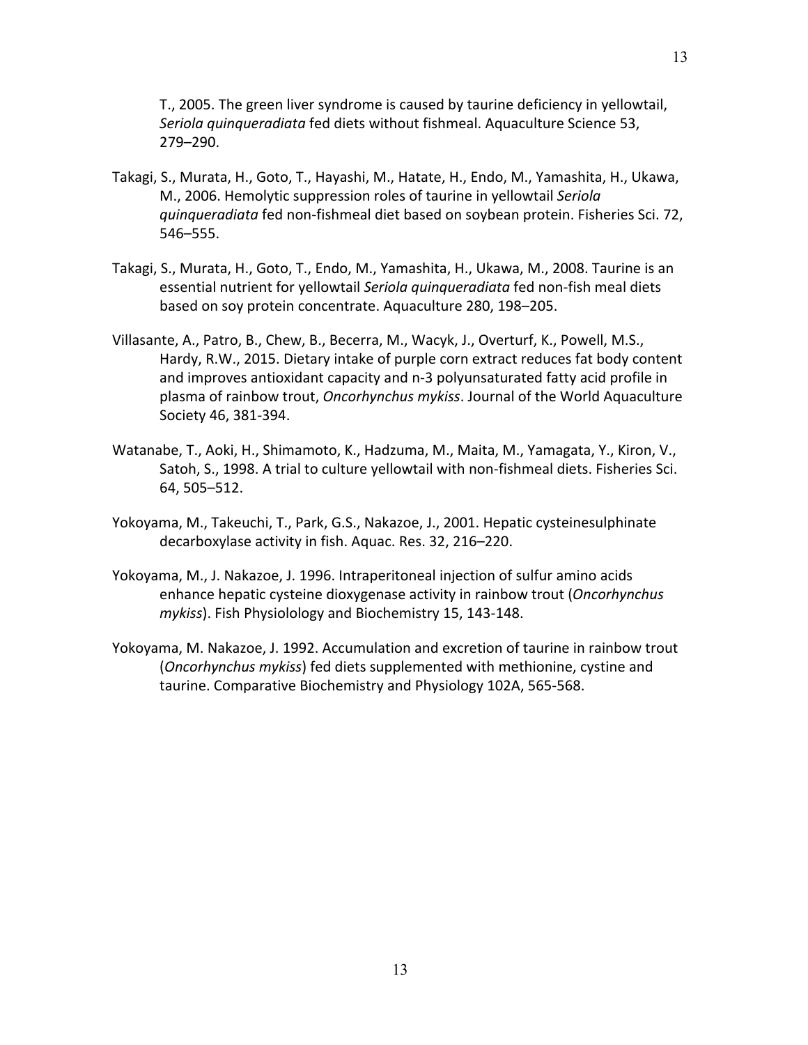T., 2005. The green liver syndrome is caused by taurine deficiency in yellowtail, *Seriola quinqueradiata* fed diets without fishmeal. Aquaculture Science 53, 279–290.

Takagi, S., Murata, H., Goto, T., Hayashi, M., Hatate, H., Endo, M., Yamashita, H., Ukawa, M., 2006. Hemolytic suppression roles of taurine in yellowtail *Seriola quinqueradiata* fed non-fishmeal diet based on soybean protein. Fisheries Sci. 72, 546–555.

Takagi, S., Murata, H., Goto, T., Endo, M., Yamashita, H., Ukawa, M., 2008. Taurine is an essential nutrient for yellowtail *Seriola quinqueradiata* fed non-fish meal diets based on soy protein concentrate. Aquaculture 280, 198–205.

Villasante, A., Patro, B., Chew, B., Becerra, M., Wacyk, J., Overturf, K., Powell, M.S., Hardy, R.W., 2015. Dietary intake of purple corn extract reduces fat body content and improves antioxidant capacity and n-3 polyunsaturated fatty acid profile in plasma of rainbow trout, *Oncorhynchus mykiss*. Journal of the World Aquaculture Society 46, 381-394.

Watanabe, T., Aoki, H., Shimamoto, K., Hadzuma, M., Maita, M., Yamagata, Y., Kiron, V., Satoh, S., 1998. A trial to culture yellowtail with non-fishmeal diets. Fisheries Sci. 64, 505–512.

Yokoyama, M., Takeuchi, T., Park, G.S., Nakazoe, J., 2001. Hepatic cysteinesulphinate decarboxylase activity in fish. Aquac. Res. 32, 216–220.

Yokoyama, M., J. Nakazoe, J. 1996. Intraperitoneal injection of sulfur amino acids enhance hepatic cysteine dioxygenase activity in rainbow trout (*Oncorhynchus mykiss*). Fish Physiolology and Biochemistry 15, 143-148.

Yokoyama, M. Nakazoe, J. 1992. Accumulation and excretion of taurine in rainbow trout (*Oncorhynchus mykiss*) fed diets supplemented with methionine, cystine and taurine. Comparative Biochemistry and Physiology 102A, 565-568.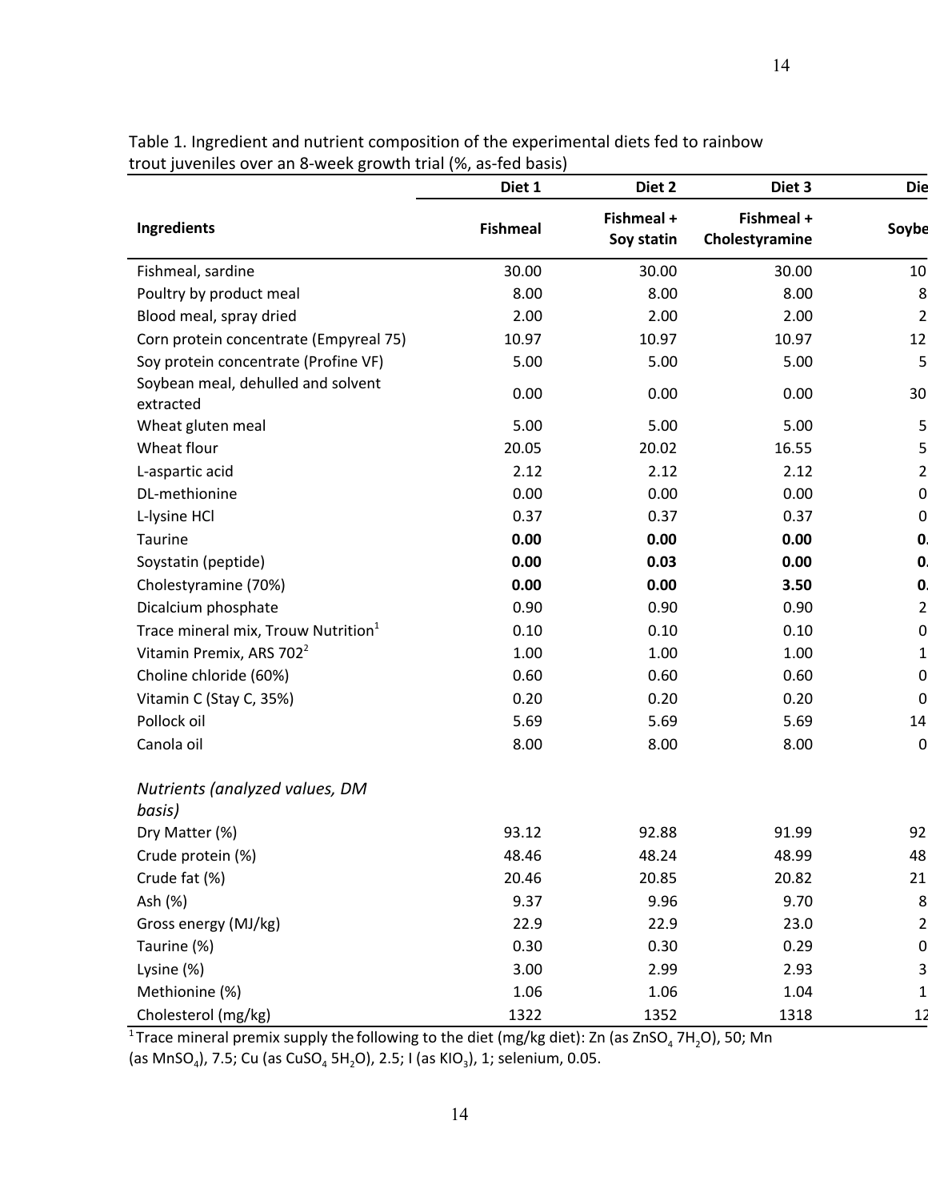Table 1. Ingredient and nutrient composition of the experimental diets fed to rainbow trout juveniles over an 8-week growth trial (%, as-fed basis)

| Ingredients | Diet 1<br>Fishmeal | Diet 2<br>Fishmeal + Soy statin | Diet 3<br>Fishmeal + Cholestyramine | Die<br>Soybe |
|---|---|---|---|---|
| Fishmeal, sardine | 30.00 | 30.00 | 30.00 | 10 |
| Poultry by product meal | 8.00 | 8.00 | 8.00 | 8 |
| Blood meal, spray dried | 2.00 | 2.00 | 2.00 | 2 |
| Corn protein concentrate (Empyreal 75) | 10.97 | 10.97 | 10.97 | 12 |
| Soy protein concentrate (Profine VF) | 5.00 | 5.00 | 5.00 | 5 |
| Soybean meal, dehulled and solvent extracted | 0.00 | 0.00 | 0.00 | 30 |
| Wheat gluten meal | 5.00 | 5.00 | 5.00 | 5 |
| Wheat flour | 20.05 | 20.02 | 16.55 | 5 |
| L-aspartic acid | 2.12 | 2.12 | 2.12 | 2 |
| DL-methionine | 0.00 | 0.00 | 0.00 | 0 |
| L-lysine HCl | 0.37 | 0.37 | 0.37 | 0 |
| Taurine | **0.00** | **0.00** | **0.00** | **0.** |
| Soystatin (peptide) | **0.00** | **0.03** | **0.00** | **0.** |
| Cholestyramine (70%) | **0.00** | **0.00** | **3.50** | **0.** |
| Dicalcium phosphate | 0.90 | 0.90 | 0.90 | 2 |
| Trace mineral mix, Trouw Nutrition[1] | 0.10 | 0.10 | 0.10 | 0 |
| Vitamin Premix, ARS 702[2] | 1.00 | 1.00 | 1.00 | 1 |
| Choline chloride (60%) | 0.60 | 0.60 | 0.60 | 0 |
| Vitamin C (Stay C, 35%) | 0.20 | 0.20 | 0.20 | 0 |
| Pollock oil | 5.69 | 5.69 | 5.69 | 14 |
| Canola oil | 8.00 | 8.00 | 8.00 | 0 |
| *Nutrients (analyzed values, DM basis)* | | | | |
| Dry Matter (%) | 93.12 | 92.88 | 91.99 | 92 |
| Crude protein (%) | 48.46 | 48.24 | 48.99 | 48 |
| Crude fat (%) | 20.46 | 20.85 | 20.82 | 21 |
| Ash (%) | 9.37 | 9.96 | 9.70 | 8 |
| Gross energy (MJ/kg) | 22.9 | 22.9 | 23.0 | 2 |
| Taurine (%) | 0.30 | 0.30 | 0.29 | 0 |
| Lysine (%) | 3.00 | 2.99 | 2.93 | 3 |
| Methionine (%) | 1.06 | 1.06 | 1.04 | 1 |
| Cholesterol (mg/kg) | 1322 | 1352 | 1318 | 12 |

[1] Trace mineral premix supply the following to the diet (mg/kg diet): Zn (as $ZnSO_4\ 7H_2O$), 50; Mn (as $MnSO_4$), 7.5; Cu (as $CuSO_4\ 5H_2O$), 2.5; I (as $KIO_3$), 1; selenium, 0.05.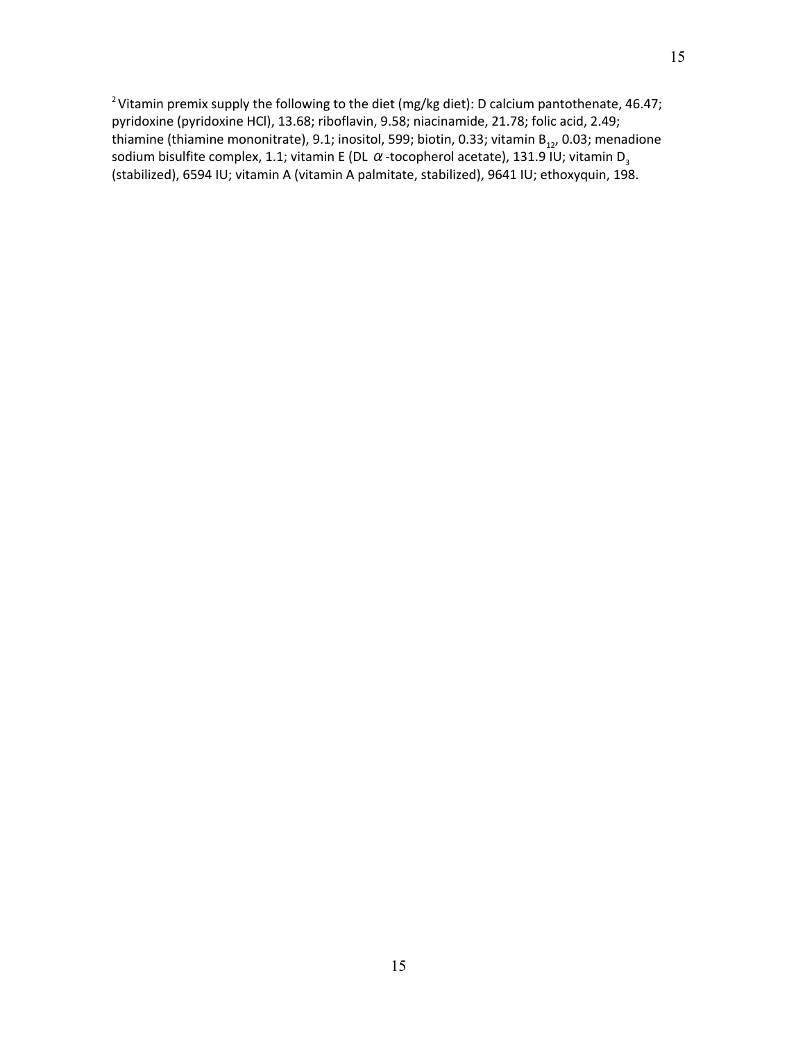[2] Vitamin premix supply the following to the diet (mg/kg diet): D calcium pantothenate, 46.47; pyridoxine (pyridoxine HCl), 13.68; riboflavin, 9.58; niacinamide, 21.78; folic acid, 2.49; thiamine (thiamine mononitrate), 9.1; inositol, 599; biotin, 0.33; vitamin $B_{12}$, 0.03; menadione sodium bisulfite complex, 1.1; vitamin E (DL $\alpha$-tocopherol acetate), 131.9 IU; vitamin $D_3$ (stabilized), 6594 IU; vitamin A (vitamin A palmitate, stabilized), 9641 IU; ethoxyquin, 198.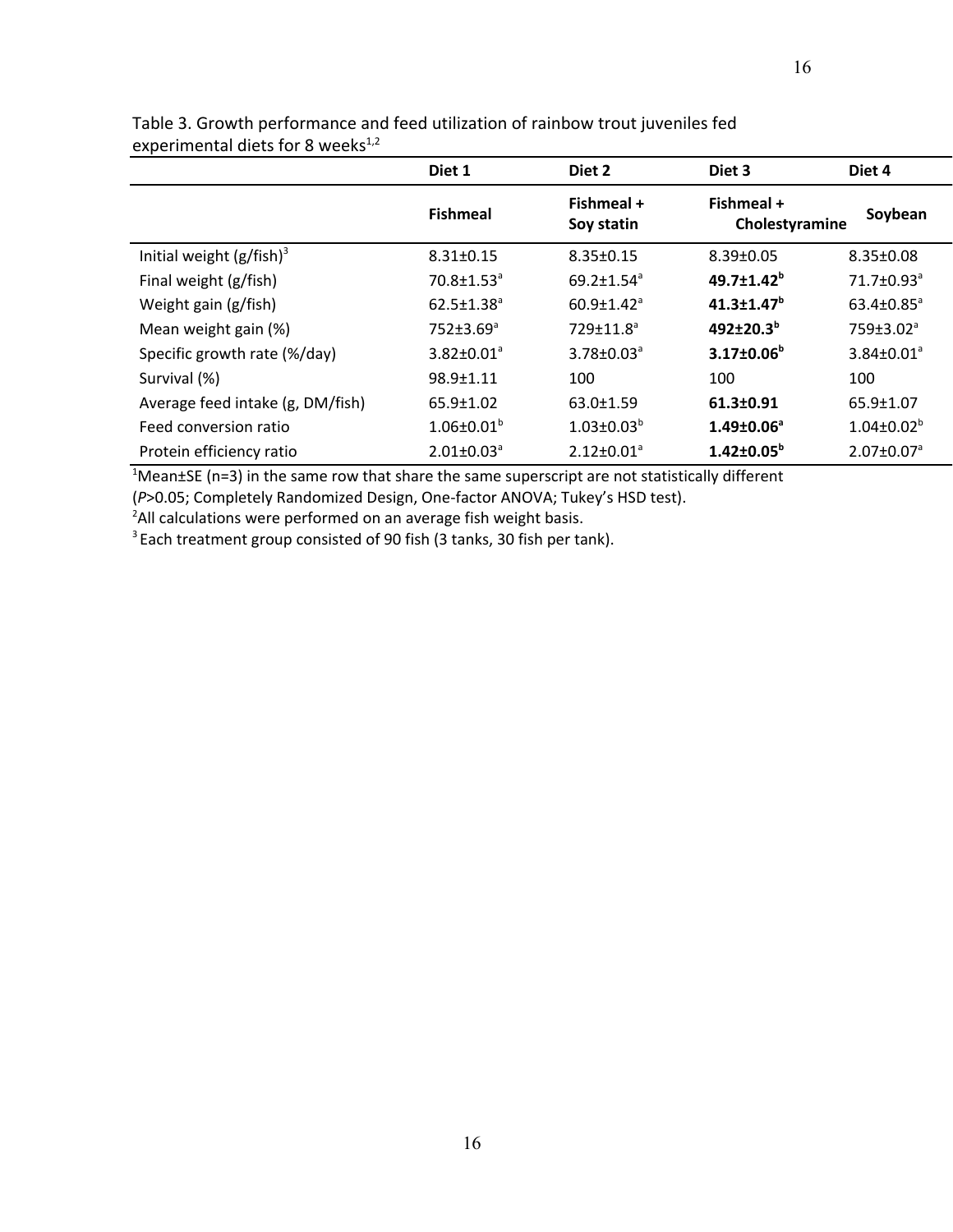Table 3. Growth performance and feed utilization of rainbow trout juveniles fed experimental diets for 8 weeks[1,2]

| | Diet 1 | Diet 2 | Diet 3 | Diet 4 |
|---|---|---|---|---|
| | **Fishmeal** | **Fishmeal + Soy statin** | **Fishmeal + Cholestyramine** | **Soybean** |
| Initial weight (g/fish)[3] | 8.31±0.15 | 8.35±0.15 | 8.39±0.05 | 8.35±0.08 |
| Final weight (g/fish) | 70.8±1.53[a] | 69.2±1.54[a] | **49.7±1.42[b]** | 71.7±0.93[a] |
| Weight gain (g/fish) | 62.5±1.38[a] | 60.9±1.42[a] | **41.3±1.47[b]** | 63.4±0.85[a] |
| Mean weight gain (%) | 752±3.69[a] | 729±11.8[a] | **492±20.3[b]** | 759±3.02[a] |
| Specific growth rate (%/day) | 3.82±0.01[a] | 3.78±0.03[a] | **3.17±0.06[b]** | 3.84±0.01[a] |
| Survival (%) | 98.9±1.11 | 100 | 100 | 100 |
| Average feed intake (g, DM/fish) | 65.9±1.02 | 63.0±1.59 | **61.3±0.91** | 65.9±1.07 |
| Feed conversion ratio | 1.06±0.01[b] | 1.03±0.03[b] | **1.49±0.06[a]** | 1.04±0.02[b] |
| Protein efficiency ratio | 2.01±0.03[a] | 2.12±0.01[a] | **1.42±0.05[b]** | 2.07±0.07[a] |

[1]Mean±SE (n=3) in the same row that share the same superscript are not statistically different (*P*>0.05; Completely Randomized Design, One-factor ANOVA; Tukey's HSD test).

[2]All calculations were performed on an average fish weight basis.

[3]Each treatment group consisted of 90 fish (3 tanks, 30 fish per tank).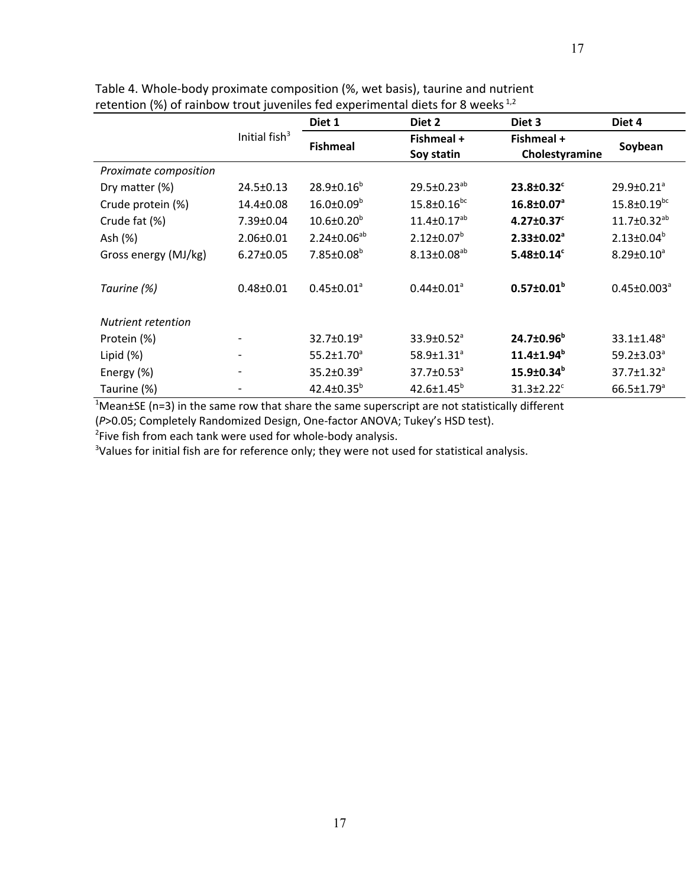Table 4. Whole-body proximate composition (%, wet basis), taurine and nutrient retention (%) of rainbow trout juveniles fed experimental diets for 8 weeks [1,2]

| | Initial fish[3] | Diet 1 | Diet 2 | Diet 3 | Diet 4 |
|---|---|---|---|---|---|
| | | **Fishmeal** | **Fishmeal + Soy statin** | **Fishmeal + Cholestyramine** | **Soybean** |
| *Proximate composition* | | | | | |
| Dry matter (%) | 24.5±0.13 | 28.9±0.16[b] | 29.5±0.23[ab] | **23.8±0.32[c]** | 29.9±0.21[a] |
| Crude protein (%) | 14.4±0.08 | 16.0±0.09[b] | 15.8±0.16[bc] | **16.8±0.07[a]** | 15.8±0.19[bc] |
| Crude fat (%) | 7.39±0.04 | 10.6±0.20[b] | 11.4±0.17[ab] | **4.27±0.37[c]** | 11.7±0.32[ab] |
| Ash (%) | 2.06±0.01 | 2.24±0.06[ab] | 2.12±0.07[b] | **2.33±0.02[a]** | 2.13±0.04[b] |
| Gross energy (MJ/kg) | 6.27±0.05 | 7.85±0.08[b] | 8.13±0.08[ab] | **5.48±0.14[c]** | 8.29±0.10[a] |
| *Taurine (%)* | 0.48±0.01 | 0.45±0.01[a] | 0.44±0.01[a] | **0.57±0.01[b]** | 0.45±0.003[a] |
| *Nutrient retention* | | | | | |
| Protein (%) | - | 32.7±0.19[a] | 33.9±0.52[a] | **24.7±0.96[b]** | 33.1±1.48[a] |
| Lipid (%) | - | 55.2±1.70[a] | 58.9±1.31[a] | **11.4±1.94[b]** | 59.2±3.03[a] |
| Energy (%) | - | 35.2±0.39[a] | 37.7±0.53[a] | **15.9±0.34[b]** | 37.7±1.32[a] |
| Taurine (%) | - | 42.4±0.35[b] | 42.6±1.45[b] | 31.3±2.22[c] | 66.5±1.79[a] |

[1]Mean±SE (n=3) in the same row that share the same superscript are not statistically different (*P*>0.05; Completely Randomized Design, One-factor ANOVA; Tukey's HSD test).

[2]Five fish from each tank were used for whole-body analysis.

[3]Values for initial fish are for reference only; they were not used for statistical analysis.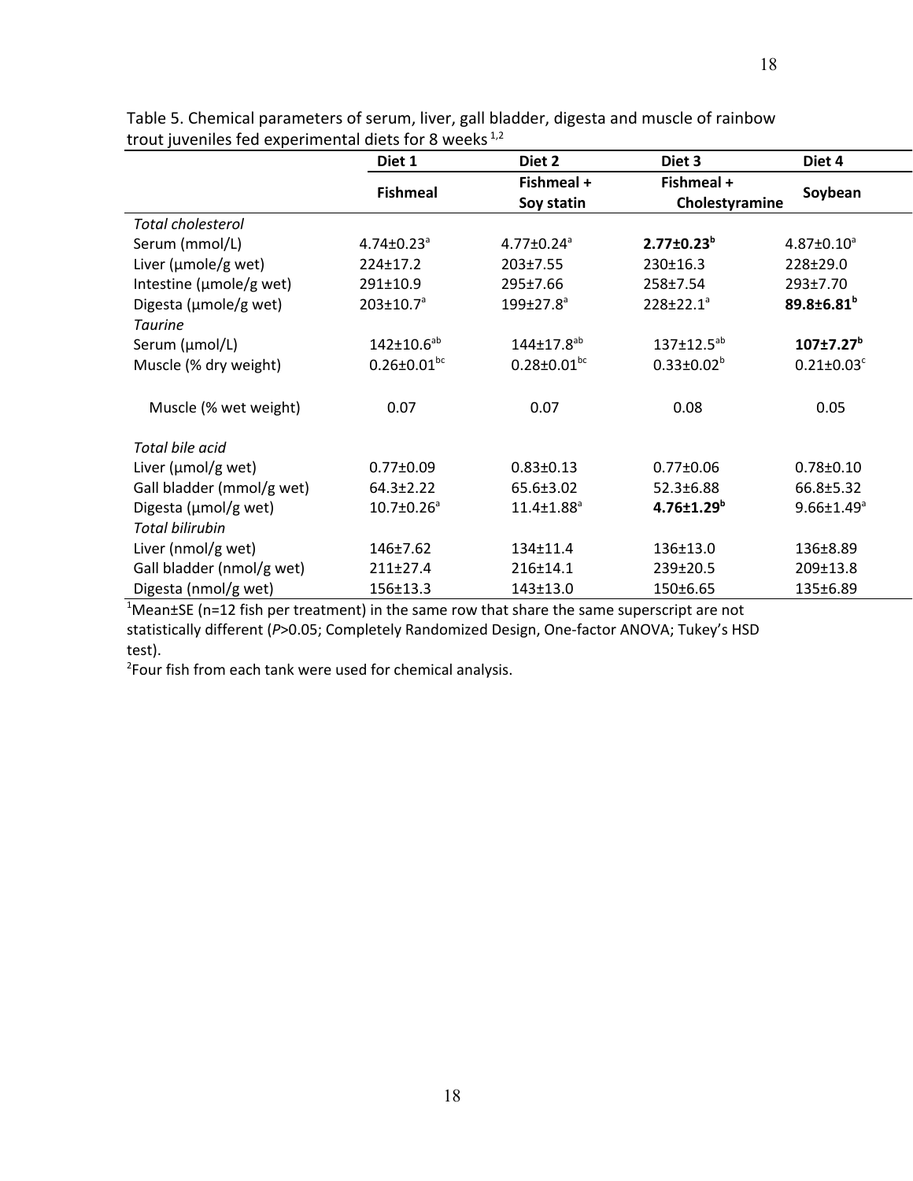Table 5. Chemical parameters of serum, liver, gall bladder, digesta and muscle of rainbow trout juveniles fed experimental diets for 8 weeks [1,2]

| | Diet 1 | Diet 2 | Diet 3 | Diet 4 |
|---|---|---|---|---|
| | Fishmeal | Fishmeal + Soy statin | Fishmeal + Cholestyramine | Soybean |
| *Total cholesterol* | | | | |
| Serum (mmol/L) | 4.74±0.23[a] | 4.77±0.24[a] | **2.77±0.23[b]** | 4.87±0.10[a] |
| Liver (µmole/g wet) | 224±17.2 | 203±7.55 | 230±16.3 | 228±29.0 |
| Intestine (µmole/g wet) | 291±10.9 | 295±7.66 | 258±7.54 | 293±7.70 |
| Digesta (µmole/g wet) | 203±10.7[a] | 199±27.8[a] | 228±22.1[a] | **89.8±6.81[b]** |
| *Taurine* | | | | |
| Serum (µmol/L) | 142±10.6[ab] | 144±17.8[ab] | 137±12.5[ab] | **107±7.27[b]** |
| Muscle (% dry weight) | 0.26±0.01[bc] | 0.28±0.01[bc] | 0.33±0.02[b] | 0.21±0.03[c] |
| Muscle (% wet weight) | 0.07 | 0.07 | 0.08 | 0.05 |
| *Total bile acid* | | | | |
| Liver (µmol/g wet) | 0.77±0.09 | 0.83±0.13 | 0.77±0.06 | 0.78±0.10 |
| Gall bladder (mmol/g wet) | 64.3±2.22 | 65.6±3.02 | 52.3±6.88 | 66.8±5.32 |
| Digesta (µmol/g wet) | 10.7±0.26[a] | 11.4±1.88[a] | **4.76±1.29[b]** | 9.66±1.49[a] |
| *Total bilirubin* | | | | |
| Liver (nmol/g wet) | 146±7.62 | 134±11.4 | 136±13.0 | 136±8.89 |
| Gall bladder (nmol/g wet) | 211±27.4 | 216±14.1 | 239±20.5 | 209±13.8 |
| Digesta (nmol/g wet) | 156±13.3 | 143±13.0 | 150±6.65 | 135±6.89 |

[1]Mean±SE (n=12 fish per treatment) in the same row that share the same superscript are not statistically different (*P*>0.05; Completely Randomized Design, One-factor ANOVA; Tukey's HSD test).

[2]Four fish from each tank were used for chemical analysis.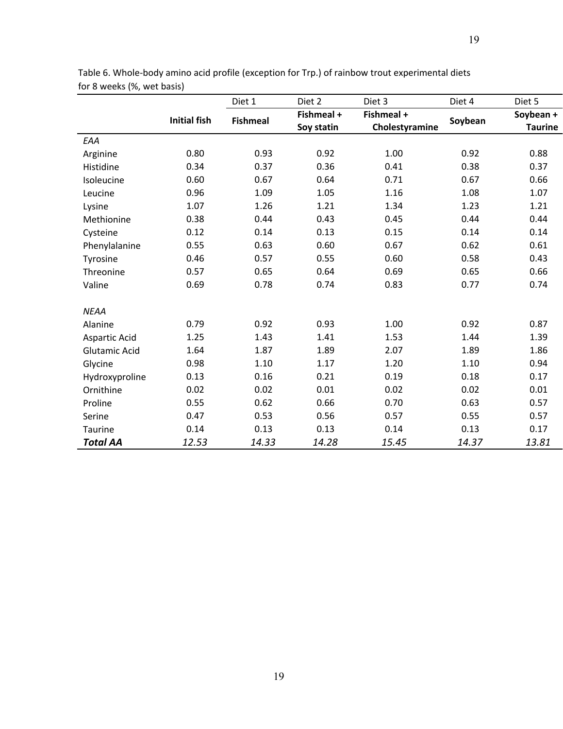Table 6. Whole-body amino acid profile (exception for Trp.) of rainbow trout experimental diets for 8 weeks (%, wet basis)

| | | Diet 1 | Diet 2 | Diet 3 | Diet 4 | Diet 5 |
|---|---|---|---|---|---|---|
| | **Initial fish** | **Fishmeal** | **Fishmeal + Soy statin** | **Fishmeal + Cholestyramine** | **Soybean** | **Soybean + Taurine** |
| *EAA* | | | | | | |
| Arginine | 0.80 | 0.93 | 0.92 | 1.00 | 0.92 | 0.88 |
| Histidine | 0.34 | 0.37 | 0.36 | 0.41 | 0.38 | 0.37 |
| Isoleucine | 0.60 | 0.67 | 0.64 | 0.71 | 0.67 | 0.66 |
| Leucine | 0.96 | 1.09 | 1.05 | 1.16 | 1.08 | 1.07 |
| Lysine | 1.07 | 1.26 | 1.21 | 1.34 | 1.23 | 1.21 |
| Methionine | 0.38 | 0.44 | 0.43 | 0.45 | 0.44 | 0.44 |
| Cysteine | 0.12 | 0.14 | 0.13 | 0.15 | 0.14 | 0.14 |
| Phenylalanine | 0.55 | 0.63 | 0.60 | 0.67 | 0.62 | 0.61 |
| Tyrosine | 0.46 | 0.57 | 0.55 | 0.60 | 0.58 | 0.43 |
| Threonine | 0.57 | 0.65 | 0.64 | 0.69 | 0.65 | 0.66 |
| Valine | 0.69 | 0.78 | 0.74 | 0.83 | 0.77 | 0.74 |
| *NEAA* | | | | | | |
| Alanine | 0.79 | 0.92 | 0.93 | 1.00 | 0.92 | 0.87 |
| Aspartic Acid | 1.25 | 1.43 | 1.41 | 1.53 | 1.44 | 1.39 |
| Glutamic Acid | 1.64 | 1.87 | 1.89 | 2.07 | 1.89 | 1.86 |
| Glycine | 0.98 | 1.10 | 1.17 | 1.20 | 1.10 | 0.94 |
| Hydroxyproline | 0.13 | 0.16 | 0.21 | 0.19 | 0.18 | 0.17 |
| Ornithine | 0.02 | 0.02 | 0.01 | 0.02 | 0.02 | 0.01 |
| Proline | 0.55 | 0.62 | 0.66 | 0.70 | 0.63 | 0.57 |
| Serine | 0.47 | 0.53 | 0.56 | 0.57 | 0.55 | 0.57 |
| Taurine | 0.14 | 0.13 | 0.13 | 0.14 | 0.13 | 0.17 |
| ***Total AA*** | *12.53* | *14.33* | *14.28* | *15.45* | *14.37* | *13.81* |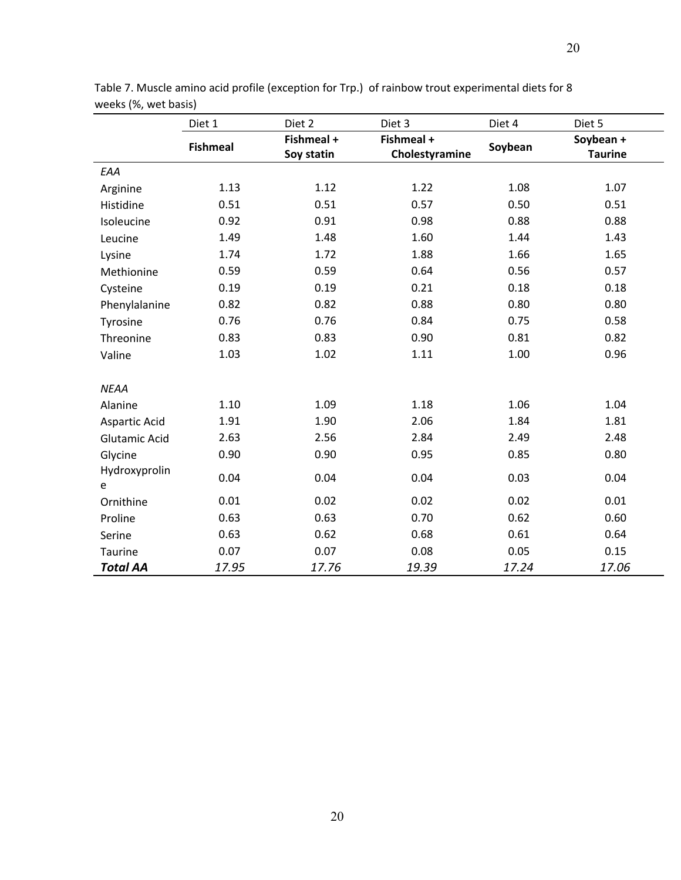Table 7. Muscle amino acid profile (exception for Trp.) of rainbow trout experimental diets for 8 weeks (%, wet basis)

| | Diet 1 | Diet 2 | Diet 3 | Diet 4 | Diet 5 |
|---|---|---|---|---|---|
| | **Fishmeal** | **Fishmeal + Soy statin** | **Fishmeal + Cholestyramine** | **Soybean** | **Soybean + Taurine** |
| *EAA* | | | | | |
| Arginine | 1.13 | 1.12 | 1.22 | 1.08 | 1.07 |
| Histidine | 0.51 | 0.51 | 0.57 | 0.50 | 0.51 |
| Isoleucine | 0.92 | 0.91 | 0.98 | 0.88 | 0.88 |
| Leucine | 1.49 | 1.48 | 1.60 | 1.44 | 1.43 |
| Lysine | 1.74 | 1.72 | 1.88 | 1.66 | 1.65 |
| Methionine | 0.59 | 0.59 | 0.64 | 0.56 | 0.57 |
| Cysteine | 0.19 | 0.19 | 0.21 | 0.18 | 0.18 |
| Phenylalanine | 0.82 | 0.82 | 0.88 | 0.80 | 0.80 |
| Tyrosine | 0.76 | 0.76 | 0.84 | 0.75 | 0.58 |
| Threonine | 0.83 | 0.83 | 0.90 | 0.81 | 0.82 |
| Valine | 1.03 | 1.02 | 1.11 | 1.00 | 0.96 |
| *NEAA* | | | | | |
| Alanine | 1.10 | 1.09 | 1.18 | 1.06 | 1.04 |
| Aspartic Acid | 1.91 | 1.90 | 2.06 | 1.84 | 1.81 |
| Glutamic Acid | 2.63 | 2.56 | 2.84 | 2.49 | 2.48 |
| Glycine | 0.90 | 0.90 | 0.95 | 0.85 | 0.80 |
| Hydroxyproline | 0.04 | 0.04 | 0.04 | 0.03 | 0.04 |
| Ornithine | 0.01 | 0.02 | 0.02 | 0.02 | 0.01 |
| Proline | 0.63 | 0.63 | 0.70 | 0.62 | 0.60 |
| Serine | 0.63 | 0.62 | 0.68 | 0.61 | 0.64 |
| Taurine | 0.07 | 0.07 | 0.08 | 0.05 | 0.15 |
| ***Total AA*** | *17.95* | *17.76* | *19.39* | *17.24* | *17.06* |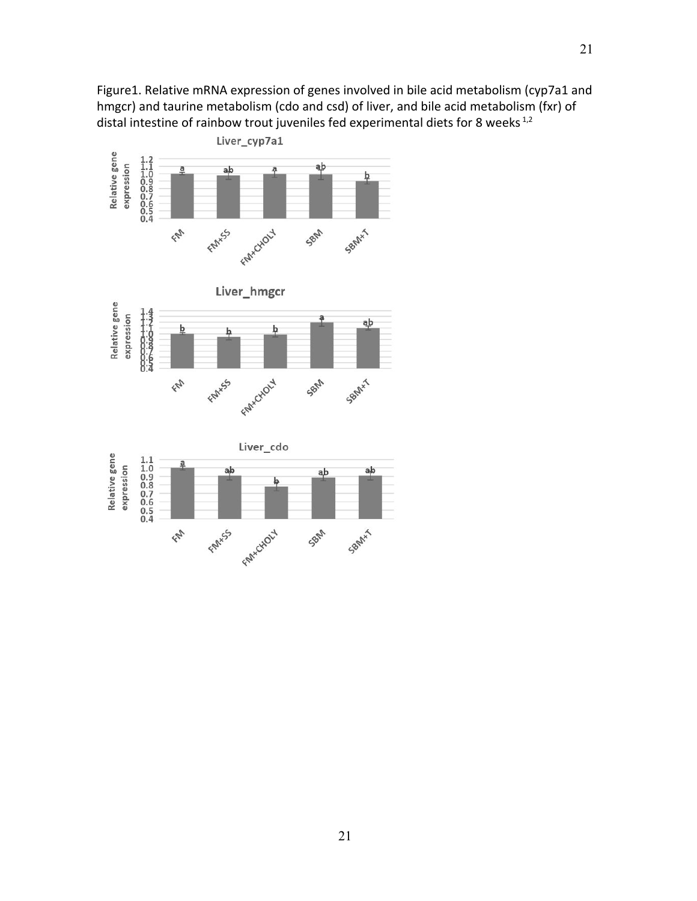Figure1. Relative mRNA expression of genes involved in bile acid metabolism (cyp7a1 and hmgcr) and taurine metabolism (cdo and csd) of liver, and bile acid metabolism (fxr) of distal intestine of rainbow trout juveniles fed experimental diets for 8 weeks [1,2]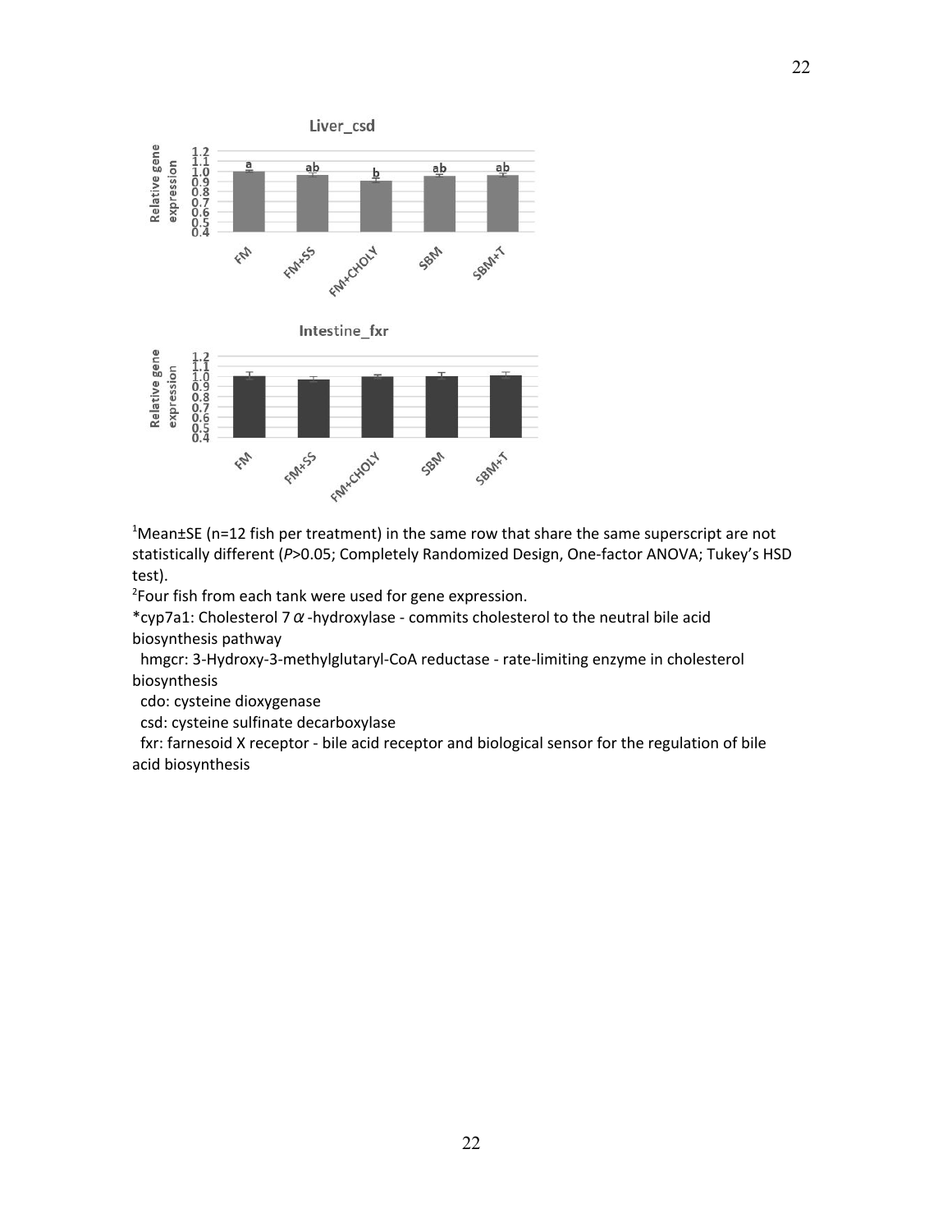Liver_csd

Relative gene expression

1.2
1.1
1.0
0.9
0.8
0.7
0.6
0.5
0.4

a ab b ab ab

FM FM+SS FM+CHOLY SBM SBM+T

Intestine_fxr

Relative gene expression

1.2
1.1
1.0
0.9
0.8
0.7
0.6
0.5
0.4

FM FM+SS FM+CHOLY SBM SBM+T

[1]Mean±SE (n=12 fish per treatment) in the same row that share the same superscript are not statistically different (*P*>0.05; Completely Randomized Design, One-factor ANOVA; Tukey's HSD test).

[2]Four fish from each tank were used for gene expression.

*cyp7a1: Cholesterol 7 $\alpha$ -hydroxylase - commits cholesterol to the neutral bile acid biosynthesis pathway

hmgcr: 3-Hydroxy-3-methylglutaryl-CoA reductase - rate-limiting enzyme in cholesterol biosynthesis

cdo: cysteine dioxygenase

csd: cysteine sulfinate decarboxylase

fxr: farnesoid X receptor - bile acid receptor and biological sensor for the regulation of bile acid biosynthesis